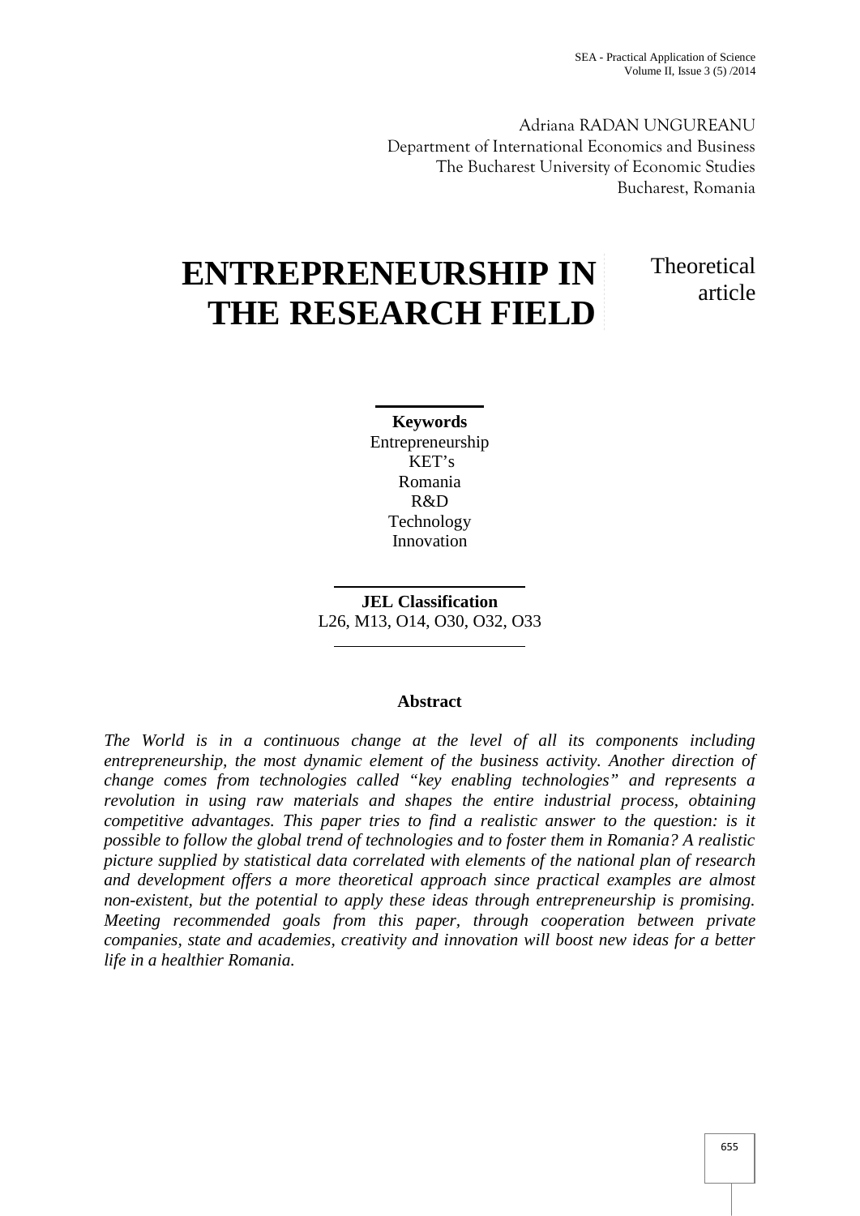Adriana RADAN UNGUREANU
Department of International Economics and Business
The Bucharest University of Economic Studies
Bucharest, Romania

# ENTREPRENEURSHIP IN THE RESEARCH FIELD

Theoretical article

**Keywords**
Entrepreneurship
KET's
Romania
R&D
Technology
Innovation

**JEL Classification**
L26, M13, O14, O30, O32, O33

**Abstract**

*The World is in a continuous change at the level of all its components including entrepreneurship, the most dynamic element of the business activity. Another direction of change comes from technologies called "key enabling technologies" and represents a revolution in using raw materials and shapes the entire industrial process, obtaining competitive advantages. This paper tries to find a realistic answer to the question: is it possible to follow the global trend of technologies and to foster them in Romania? A realistic picture supplied by statistical data correlated with elements of the national plan of research and development offers a more theoretical approach since practical examples are almost non-existent, but the potential to apply these ideas through entrepreneurship is promising. Meeting recommended goals from this paper, through cooperation between private companies, state and academies, creativity and innovation will boost new ideas for a better life in a healthier Romania.*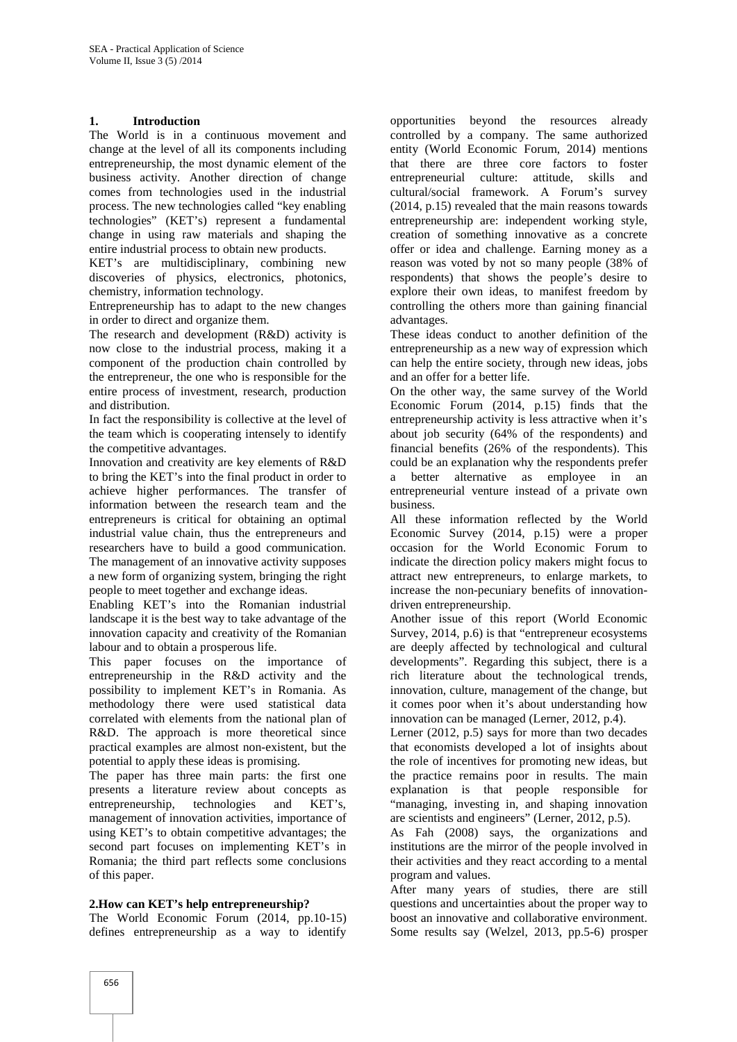## 1. Introduction

The World is in a continuous movement and change at the level of all its components including entrepreneurship, the most dynamic element of the business activity. Another direction of change comes from technologies used in the industrial process. The new technologies called "key enabling technologies" (KET's) represent a fundamental change in using raw materials and shaping the entire industrial process to obtain new products.

KET's are multidisciplinary, combining new discoveries of physics, electronics, photonics, chemistry, information technology.

Entrepreneurship has to adapt to the new changes in order to direct and organize them.

The research and development (R&D) activity is now close to the industrial process, making it a component of the production chain controlled by the entrepreneur, the one who is responsible for the entire process of investment, research, production and distribution.

In fact the responsibility is collective at the level of the team which is cooperating intensely to identify the competitive advantages.

Innovation and creativity are key elements of R&D to bring the KET's into the final product in order to achieve higher performances. The transfer of information between the research team and the entrepreneurs is critical for obtaining an optimal industrial value chain, thus the entrepreneurs and researchers have to build a good communication. The management of an innovative activity supposes a new form of organizing system, bringing the right people to meet together and exchange ideas.

Enabling KET's into the Romanian industrial landscape it is the best way to take advantage of the innovation capacity and creativity of the Romanian labour and to obtain a prosperous life.

This paper focuses on the importance of entrepreneurship in the R&D activity and the possibility to implement KET's in Romania. As methodology there were used statistical data correlated with elements from the national plan of R&D. The approach is more theoretical since practical examples are almost non-existent, but the potential to apply these ideas is promising.

The paper has three main parts: the first one presents a literature review about concepts as entrepreneurship, technologies and KET's, management of innovation activities, importance of using KET's to obtain competitive advantages; the second part focuses on implementing KET's in Romania; the third part reflects some conclusions of this paper.

## 2.How can KET's help entrepreneurship?

The World Economic Forum (2014, pp.10-15) defines entrepreneurship as a way to identify opportunities beyond the resources already controlled by a company. The same authorized entity (World Economic Forum, 2014) mentions that there are three core factors to foster entrepreneurial culture: attitude, skills and cultural/social framework. A Forum's survey (2014, p.15) revealed that the main reasons towards entrepreneurship are: independent working style, creation of something innovative as a concrete offer or idea and challenge. Earning money as a reason was voted by not so many people (38% of respondents) that shows the people's desire to explore their own ideas, to manifest freedom by controlling the others more than gaining financial advantages.

These ideas conduct to another definition of the entrepreneurship as a new way of expression which can help the entire society, through new ideas, jobs and an offer for a better life.

On the other way, the same survey of the World Economic Forum (2014, p.15) finds that the entrepreneurship activity is less attractive when it's about job security (64% of the respondents) and financial benefits (26% of the respondents). This could be an explanation why the respondents prefer a better alternative as employee in an entrepreneurial venture instead of a private own business.

All these information reflected by the World Economic Survey (2014, p.15) were a proper occasion for the World Economic Forum to indicate the direction policy makers might focus to attract new entrepreneurs, to enlarge markets, to increase the non-pecuniary benefits of innovation-driven entrepreneurship.

Another issue of this report (World Economic Survey, 2014, p.6) is that "entrepreneur ecosystems are deeply affected by technological and cultural developments". Regarding this subject, there is a rich literature about the technological trends, innovation, culture, management of the change, but it comes poor when it's about understanding how innovation can be managed (Lerner, 2012, p.4).

Lerner (2012, p.5) says for more than two decades that economists developed a lot of insights about the role of incentives for promoting new ideas, but the practice remains poor in results. The main explanation is that people responsible for "managing, investing in, and shaping innovation are scientists and engineers" (Lerner, 2012, p.5).

As Fah (2008) says, the organizations and institutions are the mirror of the people involved in their activities and they react according to a mental program and values.

After many years of studies, there are still questions and uncertainties about the proper way to boost an innovative and collaborative environment. Some results say (Welzel, 2013, pp.5-6) prosper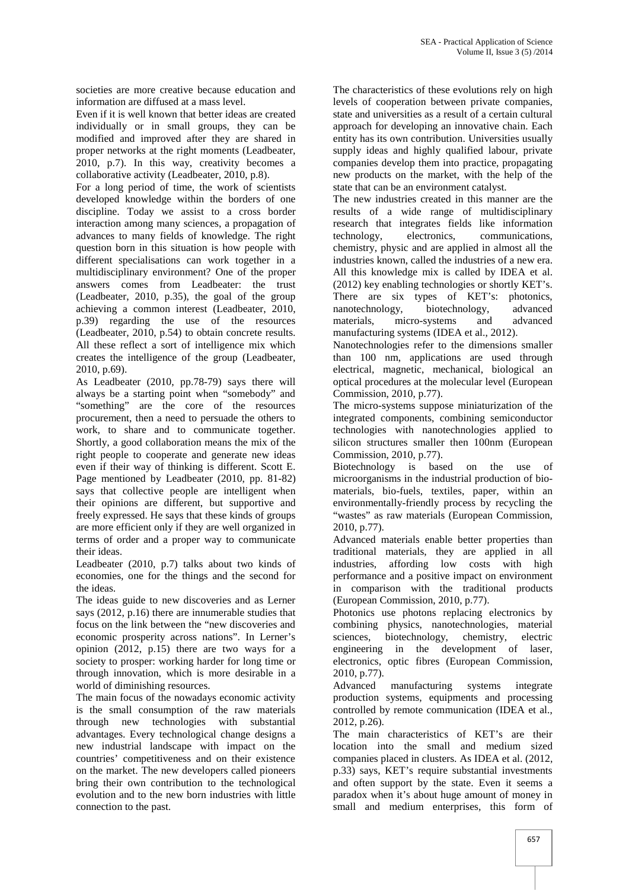societies are more creative because education and information are diffused at a mass level.

Even if it is well known that better ideas are created individually or in small groups, they can be modified and improved after they are shared in proper networks at the right moments (Leadbeater, 2010, p.7). In this way, creativity becomes a collaborative activity (Leadbeater, 2010, p.8).

For a long period of time, the work of scientists developed knowledge within the borders of one discipline. Today we assist to a cross border interaction among many sciences, a propagation of advances to many fields of knowledge. The right question born in this situation is how people with different specialisations can work together in a multidisciplinary environment? One of the proper answers comes from Leadbeater: the trust (Leadbeater, 2010, p.35), the goal of the group achieving a common interest (Leadbeater, 2010, p.39) regarding the use of the resources (Leadbeater, 2010, p.54) to obtain concrete results. All these reflect a sort of intelligence mix which creates the intelligence of the group (Leadbeater, 2010, p.69).

As Leadbeater (2010, pp.78-79) says there will always be a starting point when "somebody" and "something" are the core of the resources procurement, then a need to persuade the others to work, to share and to communicate together. Shortly, a good collaboration means the mix of the right people to cooperate and generate new ideas even if their way of thinking is different. Scott E. Page mentioned by Leadbeater (2010, pp. 81-82) says that collective people are intelligent when their opinions are different, but supportive and freely expressed. He says that these kinds of groups are more efficient only if they are well organized in terms of order and a proper way to communicate their ideas.

Leadbeater (2010, p.7) talks about two kinds of economies, one for the things and the second for the ideas.

The ideas guide to new discoveries and as Lerner says (2012, p.16) there are innumerable studies that focus on the link between the "new discoveries and economic prosperity across nations". In Lerner's opinion (2012, p.15) there are two ways for a society to prosper: working harder for long time or through innovation, which is more desirable in a world of diminishing resources.

The main focus of the nowadays economic activity is the small consumption of the raw materials through new technologies with substantial advantages. Every technological change designs a new industrial landscape with impact on the countries' competitiveness and on their existence on the market. The new developers called pioneers bring their own contribution to the technological evolution and to the new born industries with little connection to the past.

The characteristics of these evolutions rely on high levels of cooperation between private companies, state and universities as a result of a certain cultural approach for developing an innovative chain. Each entity has its own contribution. Universities usually supply ideas and highly qualified labour, private companies develop them into practice, propagating new products on the market, with the help of the state that can be an environment catalyst.

The new industries created in this manner are the results of a wide range of multidisciplinary research that integrates fields like information technology, electronics, communications, chemistry, physic and are applied in almost all the industries known, called the industries of a new era. All this knowledge mix is called by IDEA et al. (2012) key enabling technologies or shortly KET's. There are six types of KET's: photonics, nanotechnology, biotechnology, advanced materials, micro-systems and advanced manufacturing systems (IDEA et al., 2012).

Nanotechnologies refer to the dimensions smaller than 100 nm, applications are used through electrical, magnetic, mechanical, biological an optical procedures at the molecular level (European Commission, 2010, p.77).

The micro-systems suppose miniaturization of the integrated components, combining semiconductor technologies with nanotechnologies applied to silicon structures smaller then 100nm (European Commission, 2010, p.77).

Biotechnology is based on the use of microorganisms in the industrial production of bio-materials, bio-fuels, textiles, paper, within an environmentally-friendly process by recycling the "wastes" as raw materials (European Commission, 2010, p.77).

Advanced materials enable better properties than traditional materials, they are applied in all industries, affording low costs with high performance and a positive impact on environment in comparison with the traditional products (European Commission, 2010, p.77).

Photonics use photons replacing electronics by combining physics, nanotechnologies, material sciences, biotechnology, chemistry, electric engineering in the development of laser, electronics, optic fibres (European Commission, 2010, p.77).

Advanced manufacturing systems integrate production systems, equipments and processing controlled by remote communication (IDEA et al., 2012, p.26).

The main characteristics of KET's are their location into the small and medium sized companies placed in clusters. As IDEA et al. (2012, p.33) says, KET's require substantial investments and often support by the state. Even it seems a paradox when it's about huge amount of money in small and medium enterprises, this form of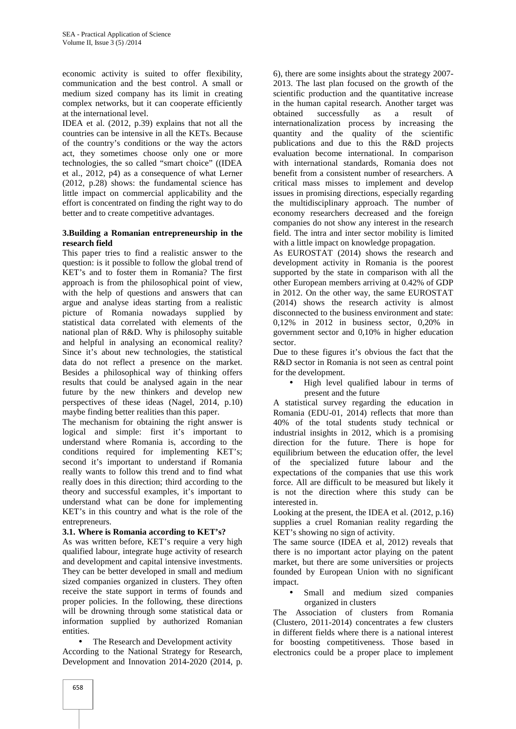economic activity is suited to offer flexibility, communication and the best control. A small or medium sized company has its limit in creating complex networks, but it can cooperate efficiently at the international level.

IDEA et al. (2012, p.39) explains that not all the countries can be intensive in all the KETs. Because of the country's conditions or the way the actors act, they sometimes choose only one or more technologies, the so called "smart choice" ((IDEA et al., 2012, p4) as a consequence of what Lerner (2012, p.28) shows: the fundamental science has little impact on commercial applicability and the effort is concentrated on finding the right way to do better and to create competitive advantages.

## 3.Building a Romanian entrepreneurship in the research field

This paper tries to find a realistic answer to the question: is it possible to follow the global trend of KET's and to foster them in Romania? The first approach is from the philosophical point of view, with the help of questions and answers that can argue and analyse ideas starting from a realistic picture of Romania nowadays supplied by statistical data correlated with elements of the national plan of R&D. Why is philosophy suitable and helpful in analysing an economical reality? Since it's about new technologies, the statistical data do not reflect a presence on the market. Besides a philosophical way of thinking offers results that could be analysed again in the near future by the new thinkers and develop new perspectives of these ideas (Nagel, 2014, p.10) maybe finding better realities than this paper.

The mechanism for obtaining the right answer is logical and simple: first it's important to understand where Romania is, according to the conditions required for implementing KET's; second it's important to understand if Romania really wants to follow this trend and to find what really does in this direction; third according to the theory and successful examples, it's important to understand what can be done for implementing KET's in this country and what is the role of the entrepreneurs.

### 3.1. Where is Romania according to KET's?

As was written before, KET's require a very high qualified labour, integrate huge activity of research and development and capital intensive investments. They can be better developed in small and medium sized companies organized in clusters. They often receive the state support in terms of founds and proper policies. In the following, these directions will be drowning through some statistical data or information supplied by authorized Romanian entities.

- The Research and Development activity

According to the National Strategy for Research, Development and Innovation 2014-2020 (2014, p. 6), there are some insights about the strategy 2007-2013. The last plan focused on the growth of the scientific production and the quantitative increase in the human capital research. Another target was obtained successfully as a result of internationalization process by increasing the quantity and the quality of the scientific publications and due to this the R&D projects evaluation become international. In comparison with international standards, Romania does not benefit from a consistent number of researchers. A critical mass misses to implement and develop issues in promising directions, especially regarding the multidisciplinary approach. The number of economy researchers decreased and the foreign companies do not show any interest in the research field. The intra and inter sector mobility is limited with a little impact on knowledge propagation.

As EUROSTAT (2014) shows the research and development activity in Romania is the poorest supported by the state in comparison with all the other European members arriving at 0.42% of GDP in 2012. On the other way, the same EUROSTAT (2014) shows the research activity is almost disconnected to the business environment and state: 0,12% in 2012 in business sector, 0,20% in government sector and 0,10% in higher education sector.

Due to these figures it's obvious the fact that the R&D sector in Romania is not seen as central point for the development.

- High level qualified labour in terms of present and the future

A statistical survey regarding the education in Romania (EDU-01, 2014) reflects that more than 40% of the total students study technical or industrial insights in 2012, which is a promising direction for the future. There is hope for equilibrium between the education offer, the level of the specialized future labour and the expectations of the companies that use this work force. All are difficult to be measured but likely it is not the direction where this study can be interested in.

Looking at the present, the IDEA et al. (2012, p.16) supplies a cruel Romanian reality regarding the KET's showing no sign of activity.

The same source (IDEA et al, 2012) reveals that there is no important actor playing on the patent market, but there are some universities or projects founded by European Union with no significant impact.

- Small and medium sized companies organized in clusters

The Association of clusters from Romania (Clustero, 2011-2014) concentrates a few clusters in different fields where there is a national interest for boosting competitiveness. Those based in electronics could be a proper place to implement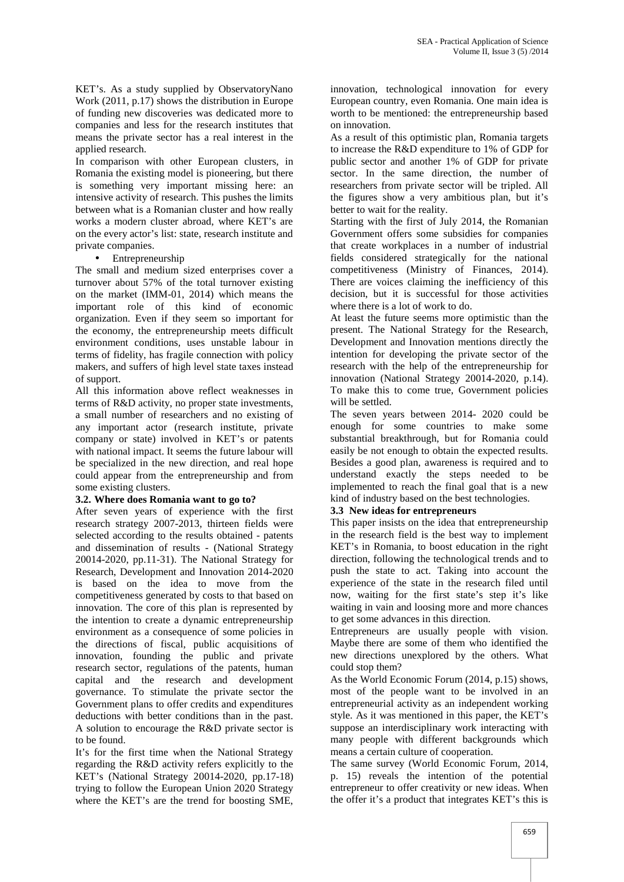KET's. As a study supplied by ObservatoryNano Work (2011, p.17) shows the distribution in Europe of funding new discoveries was dedicated more to companies and less for the research institutes that means the private sector has a real interest in the applied research.

In comparison with other European clusters, in Romania the existing model is pioneering, but there is something very important missing here: an intensive activity of research. This pushes the limits between what is a Romanian cluster and how really works a modern cluster abroad, where KET's are on the every actor's list: state, research institute and private companies.

- Entrepreneurship

The small and medium sized enterprises cover a turnover about 57% of the total turnover existing on the market (IMM-01, 2014) which means the important role of this kind of economic organization. Even if they seem so important for the economy, the entrepreneurship meets difficult environment conditions, uses unstable labour in terms of fidelity, has fragile connection with policy makers, and suffers of high level state taxes instead of support.

All this information above reflect weaknesses in terms of R&D activity, no proper state investments, a small number of researchers and no existing of any important actor (research institute, private company or state) involved in KET's or patents with national impact. It seems the future labour will be specialized in the new direction, and real hope could appear from the entrepreneurship and from some existing clusters.

**3.2. Where does Romania want to go to?**

After seven years of experience with the first research strategy 2007-2013, thirteen fields were selected according to the results obtained - patents and dissemination of results - (National Strategy 20014-2020, pp.11-31). The National Strategy for Research, Development and Innovation 2014-2020 is based on the idea to move from the competitiveness generated by costs to that based on innovation. The core of this plan is represented by the intention to create a dynamic entrepreneurship environment as a consequence of some policies in the directions of fiscal, public acquisitions of innovation, founding the public and private research sector, regulations of the patents, human capital and the research and development governance. To stimulate the private sector the Government plans to offer credits and expenditures deductions with better conditions than in the past. A solution to encourage the R&D private sector is to be found.

It's for the first time when the National Strategy regarding the R&D activity refers explicitly to the KET's (National Strategy 20014-2020, pp.17-18) trying to follow the European Union 2020 Strategy where the KET's are the trend for boosting SME, innovation, technological innovation for every European country, even Romania. One main idea is worth to be mentioned: the entrepreneurship based on innovation.

As a result of this optimistic plan, Romania targets to increase the R&D expenditure to 1% of GDP for public sector and another 1% of GDP for private sector. In the same direction, the number of researchers from private sector will be tripled. All the figures show a very ambitious plan, but it's better to wait for the reality.

Starting with the first of July 2014, the Romanian Government offers some subsidies for companies that create workplaces in a number of industrial fields considered strategically for the national competitiveness (Ministry of Finances, 2014). There are voices claiming the inefficiency of this decision, but it is successful for those activities where there is a lot of work to do.

At least the future seems more optimistic than the present. The National Strategy for the Research, Development and Innovation mentions directly the intention for developing the private sector of the research with the help of the entrepreneurship for innovation (National Strategy 20014-2020, p.14). To make this to come true, Government policies will be settled.

The seven years between 2014- 2020 could be enough for some countries to make some substantial breakthrough, but for Romania could easily be not enough to obtain the expected results. Besides a good plan, awareness is required and to understand exactly the steps needed to be implemented to reach the final goal that is a new kind of industry based on the best technologies.

**3.3 New ideas for entrepreneurs**

This paper insists on the idea that entrepreneurship in the research field is the best way to implement KET's in Romania, to boost education in the right direction, following the technological trends and to push the state to act. Taking into account the experience of the state in the research filed until now, waiting for the first state's step it's like waiting in vain and loosing more and more chances to get some advances in this direction.

Entrepreneurs are usually people with vision. Maybe there are some of them who identified the new directions unexplored by the others. What could stop them?

As the World Economic Forum (2014, p.15) shows, most of the people want to be involved in an entrepreneurial activity as an independent working style. As it was mentioned in this paper, the KET's suppose an interdisciplinary work interacting with many people with different backgrounds which means a certain culture of cooperation.

The same survey (World Economic Forum, 2014, p. 15) reveals the intention of the potential entrepreneur to offer creativity or new ideas. When the offer it's a product that integrates KET's this is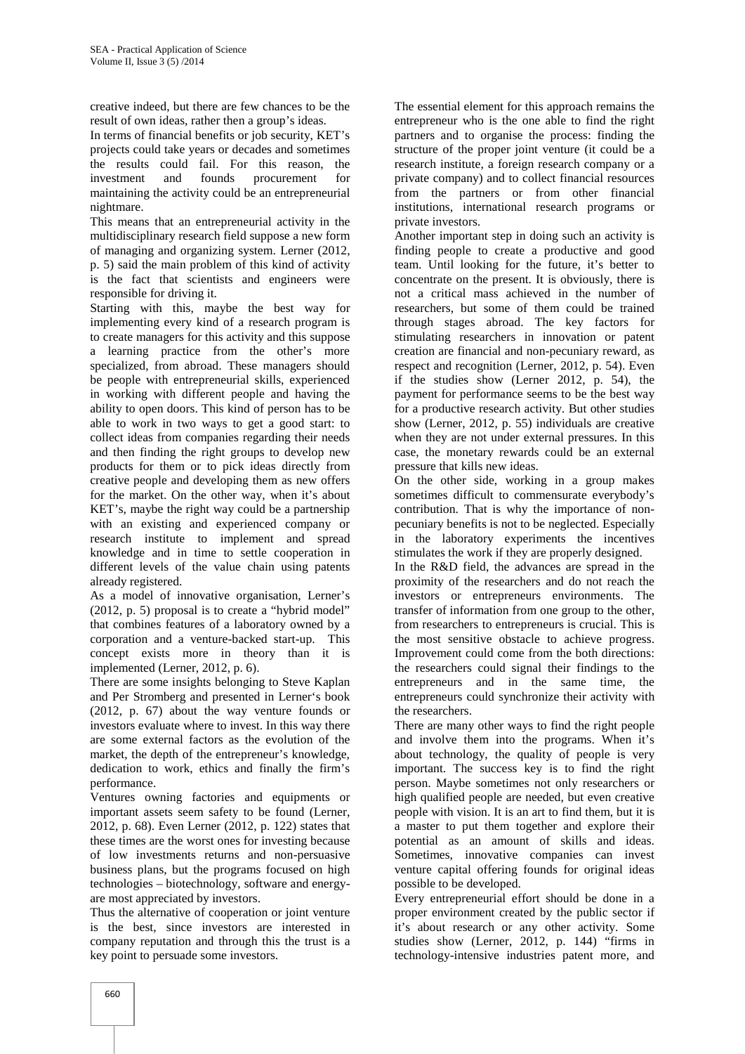creative indeed, but there are few chances to be the result of own ideas, rather then a group's ideas.

In terms of financial benefits or job security, KET's projects could take years or decades and sometimes the results could fail. For this reason, the investment and founds procurement for maintaining the activity could be an entrepreneurial nightmare.

This means that an entrepreneurial activity in the multidisciplinary research field suppose a new form of managing and organizing system. Lerner (2012, p. 5) said the main problem of this kind of activity is the fact that scientists and engineers were responsible for driving it.

Starting with this, maybe the best way for implementing every kind of a research program is to create managers for this activity and this suppose a learning practice from the other's more specialized, from abroad. These managers should be people with entrepreneurial skills, experienced in working with different people and having the ability to open doors. This kind of person has to be able to work in two ways to get a good start: to collect ideas from companies regarding their needs and then finding the right groups to develop new products for them or to pick ideas directly from creative people and developing them as new offers for the market. On the other way, when it's about KET's, maybe the right way could be a partnership with an existing and experienced company or research institute to implement and spread knowledge and in time to settle cooperation in different levels of the value chain using patents already registered.

As a model of innovative organisation, Lerner's (2012, p. 5) proposal is to create a "hybrid model" that combines features of a laboratory owned by a corporation and a venture-backed start-up. This concept exists more in theory than it is implemented (Lerner, 2012, p. 6).

There are some insights belonging to Steve Kaplan and Per Stromberg and presented in Lerner's book (2012, p. 67) about the way venture founds or investors evaluate where to invest. In this way there are some external factors as the evolution of the market, the depth of the entrepreneur's knowledge, dedication to work, ethics and finally the firm's performance.

Ventures owning factories and equipments or important assets seem safety to be found (Lerner, 2012, p. 68). Even Lerner (2012, p. 122) states that these times are the worst ones for investing because of low investments returns and non-persuasive business plans, but the programs focused on high technologies – biotechnology, software and energy- are most appreciated by investors.

Thus the alternative of cooperation or joint venture is the best, since investors are interested in company reputation and through this the trust is a key point to persuade some investors.

The essential element for this approach remains the entrepreneur who is the one able to find the right partners and to organise the process: finding the structure of the proper joint venture (it could be a research institute, a foreign research company or a private company) and to collect financial resources from the partners or from other financial institutions, international research programs or private investors.

Another important step in doing such an activity is finding people to create a productive and good team. Until looking for the future, it's better to concentrate on the present. It is obviously, there is not a critical mass achieved in the number of researchers, but some of them could be trained through stages abroad. The key factors for stimulating researchers in innovation or patent creation are financial and non-pecuniary reward, as respect and recognition (Lerner, 2012, p. 54). Even if the studies show (Lerner 2012, p. 54), the payment for performance seems to be the best way for a productive research activity. But other studies show (Lerner, 2012, p. 55) individuals are creative when they are not under external pressures. In this case, the monetary rewards could be an external pressure that kills new ideas.

On the other side, working in a group makes sometimes difficult to commensurate everybody's contribution. That is why the importance of non-pecuniary benefits is not to be neglected. Especially in the laboratory experiments the incentives stimulates the work if they are properly designed.

In the R&D field, the advances are spread in the proximity of the researchers and do not reach the investors or entrepreneurs environments. The transfer of information from one group to the other, from researchers to entrepreneurs is crucial. This is the most sensitive obstacle to achieve progress. Improvement could come from the both directions: the researchers could signal their findings to the entrepreneurs and in the same time, the entrepreneurs could synchronize their activity with the researchers.

There are many other ways to find the right people and involve them into the programs. When it's about technology, the quality of people is very important. The success key is to find the right person. Maybe sometimes not only researchers or high qualified people are needed, but even creative people with vision. It is an art to find them, but it is a master to put them together and explore their potential as an amount of skills and ideas. Sometimes, innovative companies can invest venture capital offering founds for original ideas possible to be developed.

Every entrepreneurial effort should be done in a proper environment created by the public sector if it's about research or any other activity. Some studies show (Lerner, 2012, p. 144) "firms in technology-intensive industries patent more, and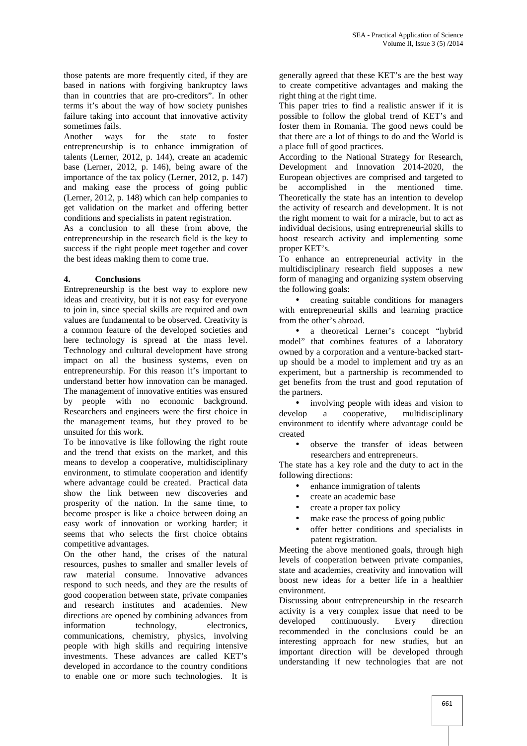those patents are more frequently cited, if they are based in nations with forgiving bankruptcy laws than in countries that are pro-creditors". In other terms it's about the way of how society punishes failure taking into account that innovative activity sometimes fails.

Another ways for the state to foster entrepreneurship is to enhance immigration of talents (Lerner, 2012, p. 144), create an academic base (Lerner, 2012, p. 146), being aware of the importance of the tax policy (Lerner, 2012, p. 147) and making ease the process of going public (Lerner, 2012, p. 148) which can help companies to get validation on the market and offering better conditions and specialists in patent registration.

As a conclusion to all these from above, the entrepreneurship in the research field is the key to success if the right people meet together and cover the best ideas making them to come true.

## 4. Conclusions

Entrepreneurship is the best way to explore new ideas and creativity, but it is not easy for everyone to join in, since special skills are required and own values are fundamental to be observed. Creativity is a common feature of the developed societies and here technology is spread at the mass level. Technology and cultural development have strong impact on all the business systems, even on entrepreneurship. For this reason it's important to understand better how innovation can be managed. The management of innovative entities was ensured by people with no economic background. Researchers and engineers were the first choice in the management teams, but they proved to be unsuited for this work.

To be innovative is like following the right route and the trend that exists on the market, and this means to develop a cooperative, multidisciplinary environment, to stimulate cooperation and identify where advantage could be created. Practical data show the link between new discoveries and prosperity of the nation. In the same time, to become prosper is like a choice between doing an easy work of innovation or working harder; it seems that who selects the first choice obtains competitive advantages.

On the other hand, the crises of the natural resources, pushes to smaller and smaller levels of raw material consume. Innovative advances respond to such needs, and they are the results of good cooperation between state, private companies and research institutes and academies. New directions are opened by combining advances from information technology, electronics, communications, chemistry, physics, involving people with high skills and requiring intensive investments. These advances are called KET's developed in accordance to the country conditions to enable one or more such technologies. It is generally agreed that these KET's are the best way to create competitive advantages and making the right thing at the right time.

This paper tries to find a realistic answer if it is possible to follow the global trend of KET's and foster them in Romania. The good news could be that there are a lot of things to do and the World is a place full of good practices.

According to the National Strategy for Research, Development and Innovation 2014-2020, the European objectives are comprised and targeted to be accomplished in the mentioned time. Theoretically the state has an intention to develop the activity of research and development. It is not the right moment to wait for a miracle, but to act as individual decisions, using entrepreneurial skills to boost research activity and implementing some proper KET's.

To enhance an entrepreneurial activity in the multidisciplinary research field supposes a new form of managing and organizing system observing the following goals:

- creating suitable conditions for managers with entrepreneurial skills and learning practice from the other's abroad.
- a theoretical Lerner's concept "hybrid model" that combines features of a laboratory owned by a corporation and a venture-backed start-up should be a model to implement and try as an experiment, but a partnership is recommended to get benefits from the trust and good reputation of the partners.
- involving people with ideas and vision to develop a cooperative, multidisciplinary environment to identify where advantage could be created
- observe the transfer of ideas between researchers and entrepreneurs.

The state has a key role and the duty to act in the following directions:

- enhance immigration of talents
- create an academic base
- create a proper tax policy
- make ease the process of going public
- offer better conditions and specialists in patent registration.

Meeting the above mentioned goals, through high levels of cooperation between private companies, state and academies, creativity and innovation will boost new ideas for a better life in a healthier environment.

Discussing about entrepreneurship in the research activity is a very complex issue that need to be developed continuously. Every direction recommended in the conclusions could be an interesting approach for new studies, but an important direction will be developed through understanding if new technologies that are not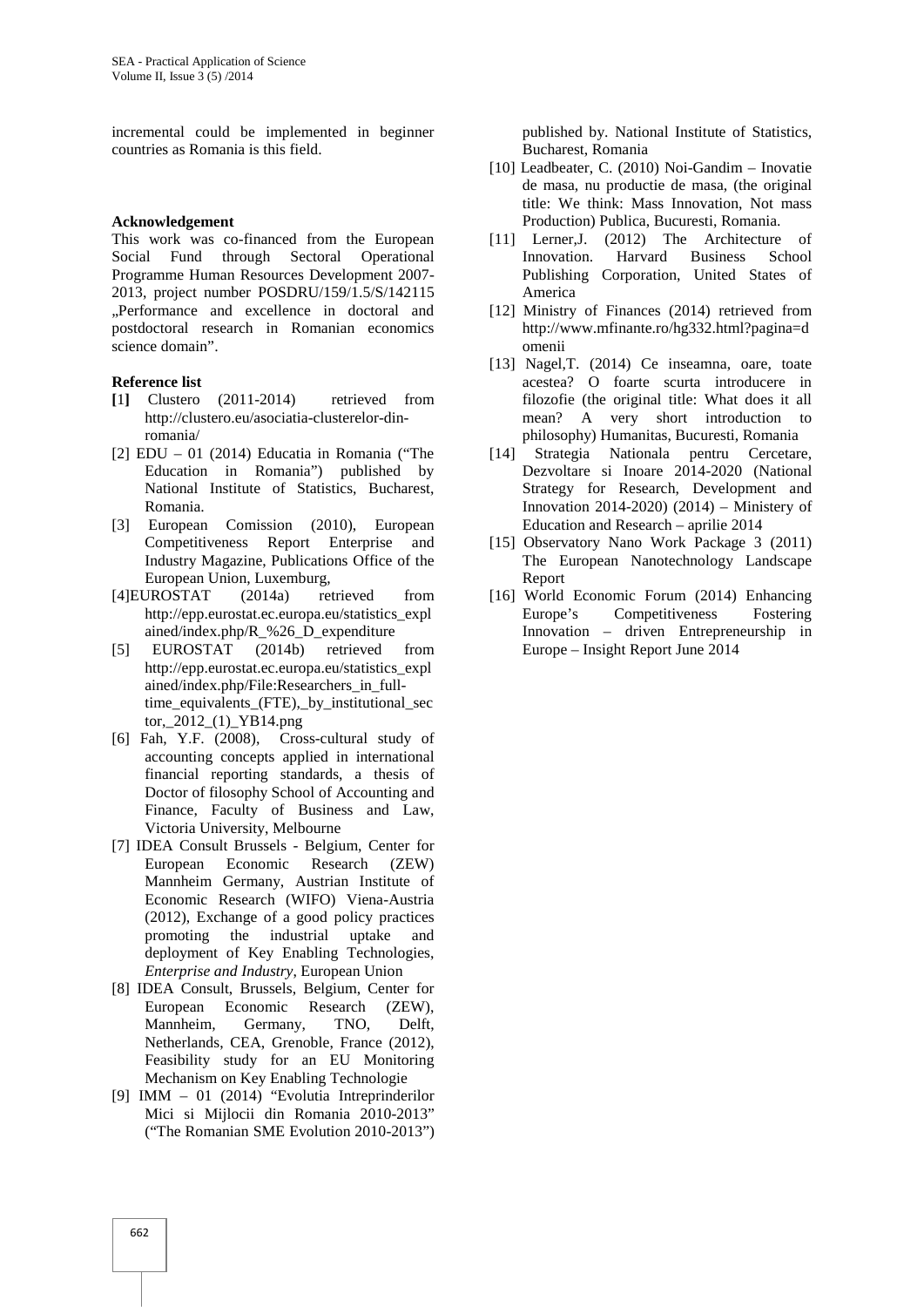incremental could be implemented in beginner countries as Romania is this field.

**Acknowledgement**

This work was co-financed from the European Social Fund through Sectoral Operational Programme Human Resources Development 2007-2013, project number POSDRU/159/1.5/S/142115 „Performance and excellence in doctoral and postdoctoral research in Romanian economics science domain".

**Reference list**

**[1]** Clustero (2011-2014) retrieved from http://clustero.eu/asociatia-clusterelor-din-romania/

[2] EDU – 01 (2014) Educatia in Romania ("The Education in Romania") published by National Institute of Statistics, Bucharest, Romania.

[3] European Comission (2010), European Competitiveness Report Enterprise and Industry Magazine, Publications Office of the European Union, Luxemburg,

[4]EUROSTAT (2014a) retrieved from http://epp.eurostat.ec.europa.eu/statistics_explained/index.php/R_%26_D_expenditure

[5] EUROSTAT (2014b) retrieved from http://epp.eurostat.ec.europa.eu/statistics_explained/index.php/File:Researchers_in_full-time_equivalents_(FTE),_by_institutional_sector,_2012_(1)_YB14.png

[6] Fah, Y.F. (2008), Cross-cultural study of accounting concepts applied in international financial reporting standards, a thesis of Doctor of filosophy School of Accounting and Finance, Faculty of Business and Law, Victoria University, Melbourne

[7] IDEA Consult Brussels - Belgium, Center for European Economic Research (ZEW) Mannheim Germany, Austrian Institute of Economic Research (WIFO) Viena-Austria (2012), Exchange of a good policy practices promoting the industrial uptake and deployment of Key Enabling Technologies, *Enterprise and Industry*, European Union

[8] IDEA Consult, Brussels, Belgium, Center for European Economic Research (ZEW), Mannheim, Germany, TNO, Delft, Netherlands, CEA, Grenoble, France (2012), Feasibility study for an EU Monitoring Mechanism on Key Enabling Technologie

[9] IMM – 01 (2014) "Evolutia Intreprinderilor Mici si Mijlocii din Romania 2010-2013" ("The Romanian SME Evolution 2010-2013") published by. National Institute of Statistics, Bucharest, Romania

[10] Leadbeater, C. (2010) Noi-Gandim – Inovatie de masa, nu productie de masa, (the original title: We think: Mass Innovation, Not mass Production) Publica, Bucuresti, Romania.

[11] Lerner,J. (2012) The Architecture of Innovation. Harvard Business School Publishing Corporation, United States of America

[12] Ministry of Finances (2014) retrieved from http://www.mfinante.ro/hg332.html?pagina=domenii

[13] Nagel,T. (2014) Ce inseamna, oare, toate acestea? O foarte scurta introducere in filozofie (the original title: What does it all mean? A very short introduction to philosophy) Humanitas, Bucuresti, Romania

[14] Strategia Nationala pentru Cercetare, Dezvoltare si Inoare 2014-2020 (National Strategy for Research, Development and Innovation 2014-2020) (2014) – Ministery of Education and Research – aprilie 2014

[15] Observatory Nano Work Package 3 (2011) The European Nanotechnology Landscape Report

[16] World Economic Forum (2014) Enhancing Europe's Competitiveness Fostering Innovation – driven Entrepreneurship in Europe – Insight Report June 2014